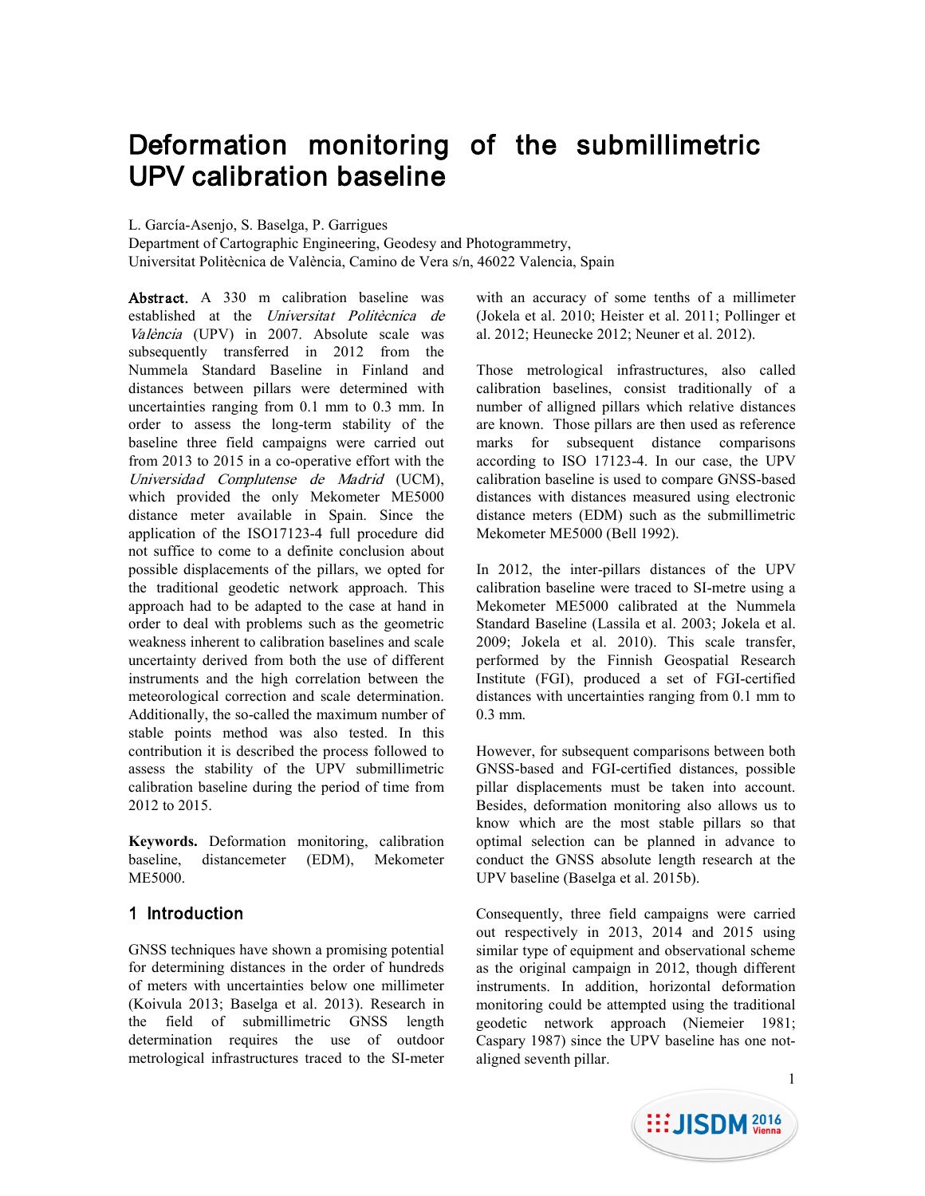# Deformation monitoring of the submillimetric UPV calibration baseline

L. García-Asenjo, S. Baselga, P. Garrigues

Department of Cartographic Engineering, Geodesy and Photogrammetry, Universitat Politècnica de València, Camino de Vera s/n, 46022 Valencia, Spain

**Abstract.** A 330 m calibration baseline was established at the *Universitat Politècnica de València* (UPV) in 2007. Absolute scale was subsequently transferred in 2012 from the Nummela Standard Baseline in Finland and distances between pillars were determined with uncertainties ranging from 0.1 mm to 0.3 mm. In order to assess the long-term stability of the baseline three field campaigns were carried out from 2013 to 2015 in a co-operative effort with the *Universidad Complutense de Madrid* (UCM), which provided the only Mekometer ME5000 distance meter available in Spain. Since the application of the ISO17123-4 full procedure did not suffice to come to a definite conclusion about possible displacements of the pillars, we opted for the traditional geodetic network approach. This approach had to be adapted to the case at hand in order to deal with problems such as the geometric weakness inherent to calibration baselines and scale uncertainty derived from both the use of different instruments and the high correlation between the meteorological correction and scale determination. Additionally, the so-called the maximum number of stable points method was also tested. In this contribution it is described the process followed to assess the stability of the UPV submillimetric calibration baseline during the period of time from 2012 to 2015.

**Keywords.** Deformation monitoring, calibration baseline, distancemeter (EDM), Mekometer ME5000.

## 1 Introduction

GNSS techniques have shown a promising potential for determining distances in the order of hundreds of meters with uncertainties below one millimeter (Koivula 2013; Baselga et al. 2013). Research in the field of submillimetric GNSS length determination requires the use of outdoor metrological infrastructures traced to the SI-meter with an accuracy of some tenths of a millimeter (Jokela et al. 2010; Heister et al. 2011; Pollinger et al. 2012; Heunecke 2012; Neuner et al. 2012).

Those metrological infrastructures, also called calibration baselines, consist traditionally of a number of alligned pillars which relative distances are known. Those pillars are then used as reference marks for subsequent distance comparisons according to ISO 17123-4. In our case, the UPV calibration baseline is used to compare GNSS-based distances with distances measured using electronic distance meters (EDM) such as the submillimetric Mekometer ME5000 (Bell 1992).

In 2012, the inter-pillars distances of the UPV calibration baseline were traced to SI-metre using a Mekometer ME5000 calibrated at the Nummela Standard Baseline (Lassila et al. 2003; Jokela et al. 2009; Jokela et al. 2010). This scale transfer, performed by the Finnish Geospatial Research Institute (FGI), produced a set of FGI-certified distances with uncertainties ranging from 0.1 mm to 0.3 mm.

However, for subsequent comparisons between both GNSS-based and FGI-certified distances, possible pillar displacements must be taken into account. Besides, deformation monitoring also allows us to know which are the most stable pillars so that optimal selection can be planned in advance to conduct the GNSS absolute length research at the UPV baseline (Baselga et al. 2015b).

Consequently, three field campaigns were carried out respectively in 2013, 2014 and 2015 using similar type of equipment and observational scheme as the original campaign in 2012, though different instruments. In addition, horizontal deformation monitoring could be attempted using the traditional geodetic network approach (Niemeier 1981; Caspary 1987) since the UPV baseline has one not-aligned seventh pillar.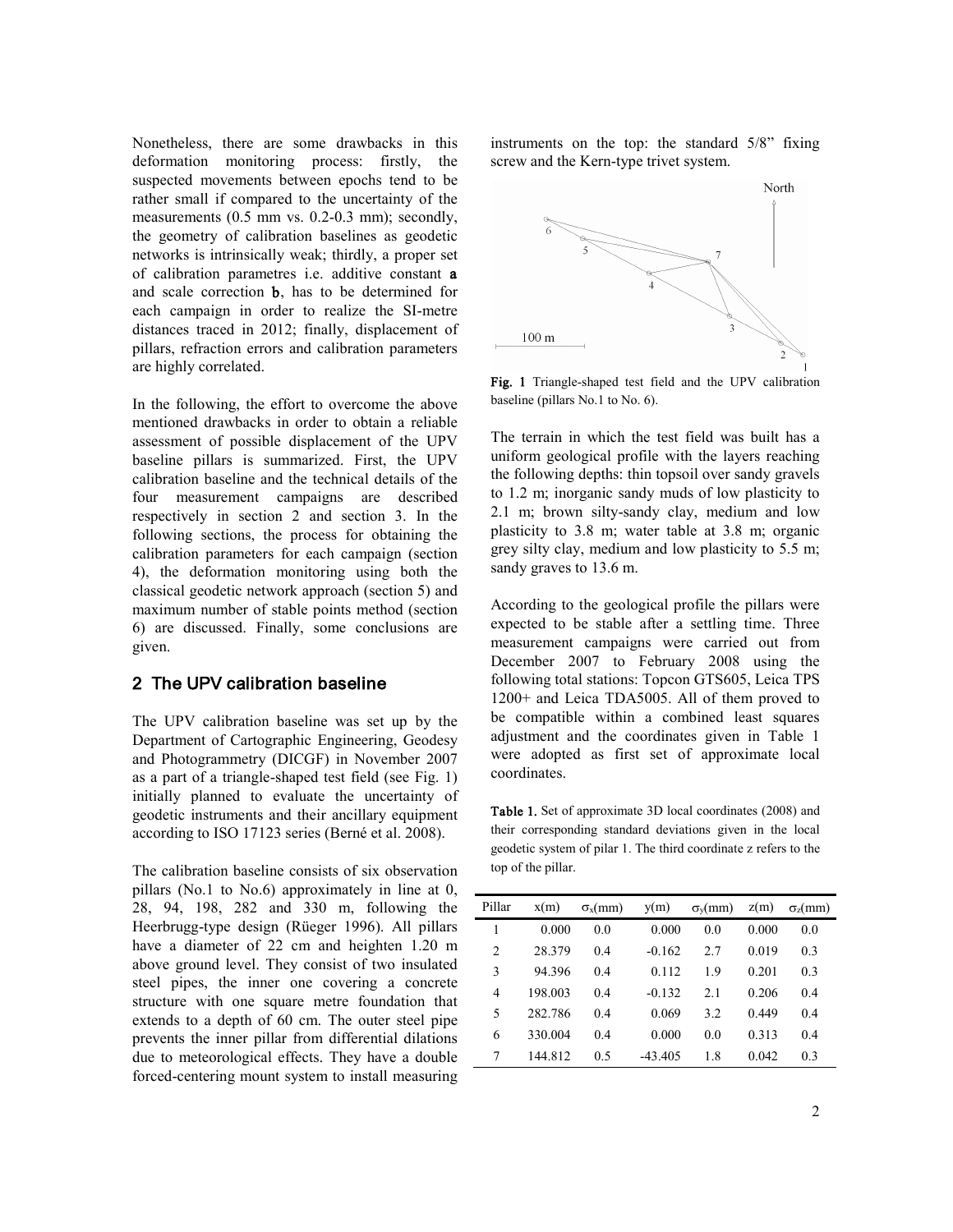Nonetheless, there are some drawbacks in this deformation monitoring process: firstly, the suspected movements between epochs tend to be rather small if compared to the uncertainty of the measurements (0.5 mm vs. 0.2-0.3 mm); secondly, the geometry of calibration baselines as geodetic networks is intrinsically weak; thirdly, a proper set of calibration parametres i.e. additive constant **a** and scale correction **b**, has to be determined for each campaign in order to realize the SI-metre distances traced in 2012; finally, displacement of pillars, refraction errors and calibration parameters are highly correlated.

In the following, the effort to overcome the above mentioned drawbacks in order to obtain a reliable assessment of possible displacement of the UPV baseline pillars is summarized. First, the UPV calibration baseline and the technical details of the four measurement campaigns are described respectively in section 2 and section 3. In the following sections, the process for obtaining the calibration parameters for each campaign (section 4), the deformation monitoring using both the classical geodetic network approach (section 5) and maximum number of stable points method (section 6) are discussed. Finally, some conclusions are given.

## 2 The UPV calibration baseline

The UPV calibration baseline was set up by the Department of Cartographic Engineering, Geodesy and Photogrammetry (DICGF) in November 2007 as a part of a triangle-shaped test field (see Fig. 1) initially planned to evaluate the uncertainty of geodetic instruments and their ancillary equipment according to ISO 17123 series (Berné et al. 2008).

The calibration baseline consists of six observation pillars (No.1 to No.6) approximately in line at 0, 28, 94, 198, 282 and 330 m, following the Heerbrugg-type design (Rüeger 1996). All pillars have a diameter of 22 cm and heighten 1.20 m above ground level. They consist of two insulated steel pipes, the inner one covering a concrete structure with one square metre foundation that extends to a depth of 60 cm. The outer steel pipe prevents the inner pillar from differential dilations due to meteorological effects. They have a double forced-centering mount system to install measuring instruments on the top: the standard 5/8" fixing screw and the Kern-type trivet system.

**Fig. 1** Triangle-shaped test field and the UPV calibration baseline (pillars No.1 to No. 6).

The terrain in which the test field was built has a uniform geological profile with the layers reaching the following depths: thin topsoil over sandy gravels to 1.2 m; inorganic sandy muds of low plasticity to 2.1 m; brown silty-sandy clay, medium and low plasticity to 3.8 m; water table at 3.8 m; organic grey silty clay, medium and low plasticity to 5.5 m; sandy graves to 13.6 m.

According to the geological profile the pillars were expected to be stable after a settling time. Three measurement campaigns were carried out from December 2007 to February 2008 using the following total stations: Topcon GTS605, Leica TPS 1200+ and Leica TDA5005. All of them proved to be compatible within a combined least squares adjustment and the coordinates given in Table 1 were adopted as first set of approximate local coordinates.

**Table 1.** Set of approximate 3D local coordinates (2008) and their corresponding standard deviations given in the local geodetic system of pilar 1. The third coordinate z refers to the top of the pillar.

| Pillar | x(m) | $\sigma_x$(mm) | y(m) | $\sigma_y$(mm) | z(m) | $\sigma_z$(mm) |
|---|---|---|---|---|---|---|
| 1 | 0.000 | 0.0 | 0.000 | 0.0 | 0.000 | 0.0 |
| 2 | 28.379 | 0.4 | -0.162 | 2.7 | 0.019 | 0.3 |
| 3 | 94.396 | 0.4 | 0.112 | 1.9 | 0.201 | 0.3 |
| 4 | 198.003 | 0.4 | -0.132 | 2.1 | 0.206 | 0.4 |
| 5 | 282.786 | 0.4 | 0.069 | 3.2 | 0.449 | 0.4 |
| 6 | 330.004 | 0.4 | 0.000 | 0.0 | 0.313 | 0.4 |
| 7 | 144.812 | 0.5 | -43.405 | 1.8 | 0.042 | 0.3 |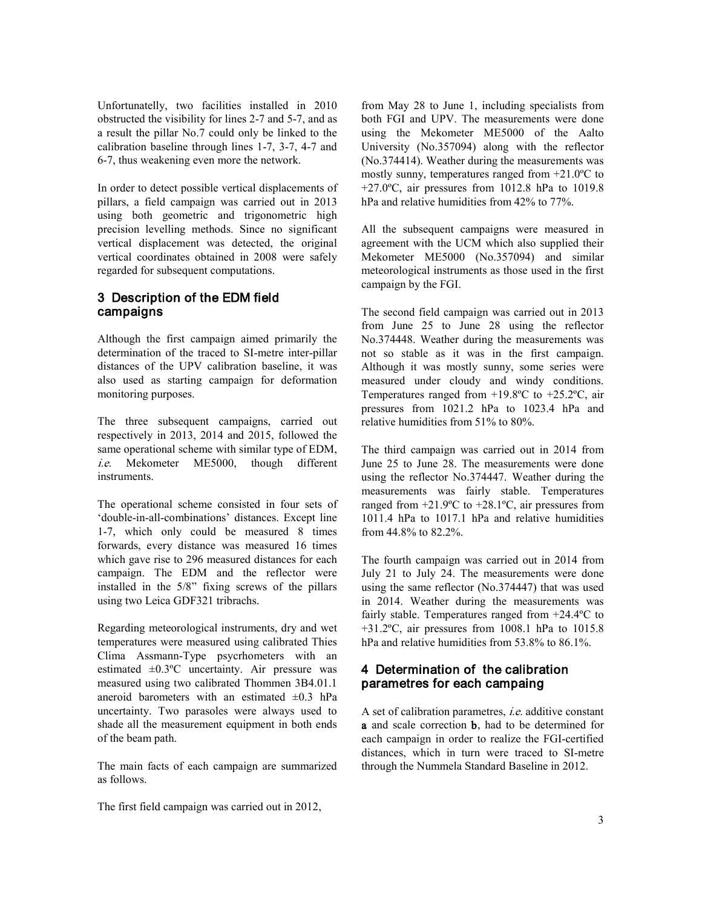Unfortunatelly, two facilities installed in 2010 obstructed the visibility for lines 2-7 and 5-7, and as a result the pillar No.7 could only be linked to the calibration baseline through lines 1-7, 3-7, 4-7 and 6-7, thus weakening even more the network.

In order to detect possible vertical displacements of pillars, a field campaign was carried out in 2013 using both geometric and trigonometric high precision levelling methods. Since no significant vertical displacement was detected, the original vertical coordinates obtained in 2008 were safely regarded for subsequent computations.

## 3 Description of the EDM field campaigns

Although the first campaign aimed primarily the determination of the traced to SI-metre inter-pillar distances of the UPV calibration baseline, it was also used as starting campaign for deformation monitoring purposes.

The three subsequent campaigns, carried out respectively in 2013, 2014 and 2015, followed the same operational scheme with similar type of EDM, *i.e.* Mekometer ME5000, though different instruments.

The operational scheme consisted in four sets of 'double-in-all-combinations' distances. Except line 1-7, which only could be measured 8 times forwards, every distance was measured 16 times which gave rise to 296 measured distances for each campaign. The EDM and the reflector were installed in the 5/8" fixing screws of the pillars using two Leica GDF321 tribrachs.

Regarding meteorological instruments, dry and wet temperatures were measured using calibrated Thies Clima Assmann-Type psycrhometers with an estimated ±0.3ºC uncertainty. Air pressure was measured using two calibrated Thommen 3B4.01.1 aneroid barometers with an estimated ±0.3 hPa uncertainty. Two parasoles were always used to shade all the measurement equipment in both ends of the beam path.

The main facts of each campaign are summarized as follows.

The first field campaign was carried out in 2012, from May 28 to June 1, including specialists from both FGI and UPV. The measurements were done using the Mekometer ME5000 of the Aalto University (No.357094) along with the reflector (No.374414). Weather during the measurements was mostly sunny, temperatures ranged from +21.0ºC to +27.0ºC, air pressures from 1012.8 hPa to 1019.8 hPa and relative humidities from 42% to 77%.

All the subsequent campaigns were measured in agreement with the UCM which also supplied their Mekometer ME5000 (No.357094) and similar meteorological instruments as those used in the first campaign by the FGI.

The second field campaign was carried out in 2013 from June 25 to June 28 using the reflector No.374448. Weather during the measurements was not so stable as it was in the first campaign. Although it was mostly sunny, some series were measured under cloudy and windy conditions. Temperatures ranged from +19.8ºC to +25.2ºC, air pressures from 1021.2 hPa to 1023.4 hPa and relative humidities from 51% to 80%.

The third campaign was carried out in 2014 from June 25 to June 28. The measurements were done using the reflector No.374447. Weather during the measurements was fairly stable. Temperatures ranged from +21.9ºC to +28.1ºC, air pressures from 1011.4 hPa to 1017.1 hPa and relative humidities from 44.8% to 82.2%.

The fourth campaign was carried out in 2014 from July 21 to July 24. The measurements were done using the same reflector (No.374447) that was used in 2014. Weather during the measurements was fairly stable. Temperatures ranged from +24.4ºC to +31.2ºC, air pressures from 1008.1 hPa to 1015.8 hPa and relative humidities from 53.8% to 86.1%.

## 4 Determination of the calibration parametres for each campaing

A set of calibration parametres, *i.e.* additive constant **a** and scale correction **b**, had to be determined for each campaign in order to realize the FGI-certified distances, which in turn were traced to SI-metre through the Nummela Standard Baseline in 2012.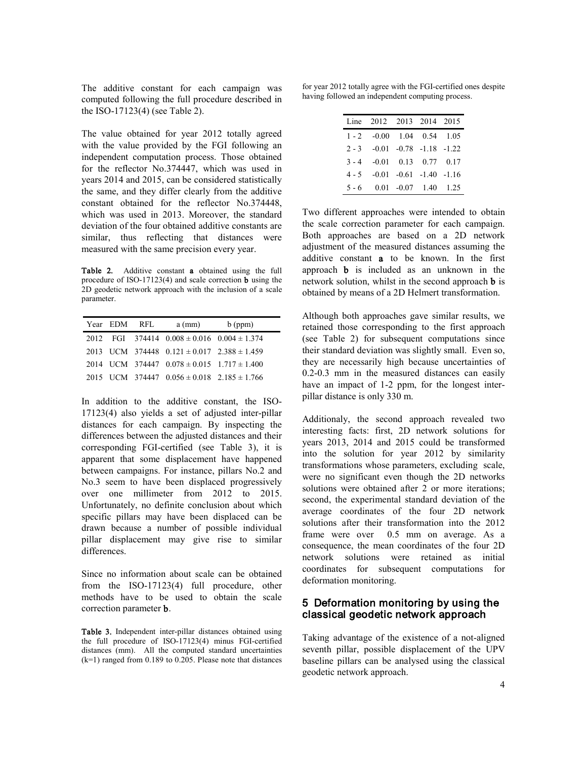The additive constant for each campaign was computed following the full procedure described in the ISO-17123(4) (see Table 2).

The value obtained for year 2012 totally agreed with the value provided by the FGI following an independent computation process. Those obtained for the reflector No.374447, which was used in years 2014 and 2015, can be considered statistically the same, and they differ clearly from the additive constant obtained for the reflector No.374448, which was used in 2013. Moreover, the standard deviation of the four obtained additive constants are similar, thus reflecting that distances were measured with the same precision every year.

**Table 2.** Additive constant **a** obtained using the full procedure of ISO-17123(4) and scale correction **b** using the 2D geodetic network approach with the inclusion of a scale parameter.

| Year | EDM | RFL | a (mm) | b (ppm) |
|---|---|---|---|---|
| 2012 | FGI | 374414 | 0.008 ± 0.016 | 0.004 ± 1.374 |
| 2013 | UCM | 374448 | 0.121 ± 0.017 | 2.388 ± 1.459 |
| 2014 | UCM | 374447 | 0.078 ± 0.015 | 1.717 ± 1.400 |
| 2015 | UCM | 374447 | 0.056 ± 0.018 | 2.185 ± 1.766 |

In addition to the additive constant, the ISO-17123(4) also yields a set of adjusted inter-pillar distances for each campaign. By inspecting the differences between the adjusted distances and their corresponding FGI-certified (see Table 3), it is apparent that some displacement have happened between campaigns. For instance, pillars No.2 and No.3 seem to have been displaced progressively over one millimeter from 2012 to 2015. Unfortunately, no definite conclusion about which specific pillars may have been displaced can be drawn because a number of possible individual pillar displacement may give rise to similar differences.

Since no information about scale can be obtained from the ISO-17123(4) full procedure, other methods have to be used to obtain the scale correction parameter **b**.

**Table 3.** Independent inter-pillar distances obtained using the full procedure of ISO-17123(4) minus FGI-certified distances (mm). All the computed standard uncertainties (k=1) ranged from 0.189 to 0.205. Please note that distances for year 2012 totally agree with the FGI-certified ones despite having followed an independent computing process.

| Line | 2012 | 2013 | 2014 | 2015 |
|---|---|---|---|---|
| 1 - 2 | -0.00 | 1.04 | 0.54 | 1.05 |
| 2 - 3 | -0.01 | -0.78 | -1.18 | -1.22 |
| 3 - 4 | -0.01 | 0.13 | 0.77 | 0.17 |
| 4 - 5 | -0.01 | -0.61 | -1.40 | -1.16 |
| 5 - 6 | 0.01 | -0.07 | 1.40 | 1.25 |

Two different approaches were intended to obtain the scale correction parameter for each campaign. Both approaches are based on a 2D network adjustment of the measured distances assuming the additive constant **a** to be known. In the first approach **b** is included as an unknown in the network solution, whilst in the second approach **b** is obtained by means of a 2D Helmert transformation.

Although both approaches gave similar results, we retained those corresponding to the first approach (see Table 2) for subsequent computations since their standard deviation was slightly small. Even so, they are necessarily high because uncertainties of 0.2-0.3 mm in the measured distances can easily have an impact of 1-2 ppm, for the longest inter-pillar distance is only 330 m.

Additionaly, the second approach revealed two interesting facts: first, 2D network solutions for years 2013, 2014 and 2015 could be transformed into the solution for year 2012 by similarity transformations whose parameters, excluding scale, were no significant even though the 2D networks solutions were obtained after 2 or more iterations; second, the experimental standard deviation of the average coordinates of the four 2D network solutions after their transformation into the 2012 frame were over 0.5 mm on average. As a consequence, the mean coordinates of the four 2D network solutions were retained as initial coordinates for subsequent computations for deformation monitoring.

## 5 Deformation monitoring by using the classical geodetic network approach

Taking advantage of the existence of a not-aligned seventh pillar, possible displacement of the UPV baseline pillars can be analysed using the classical geodetic network approach.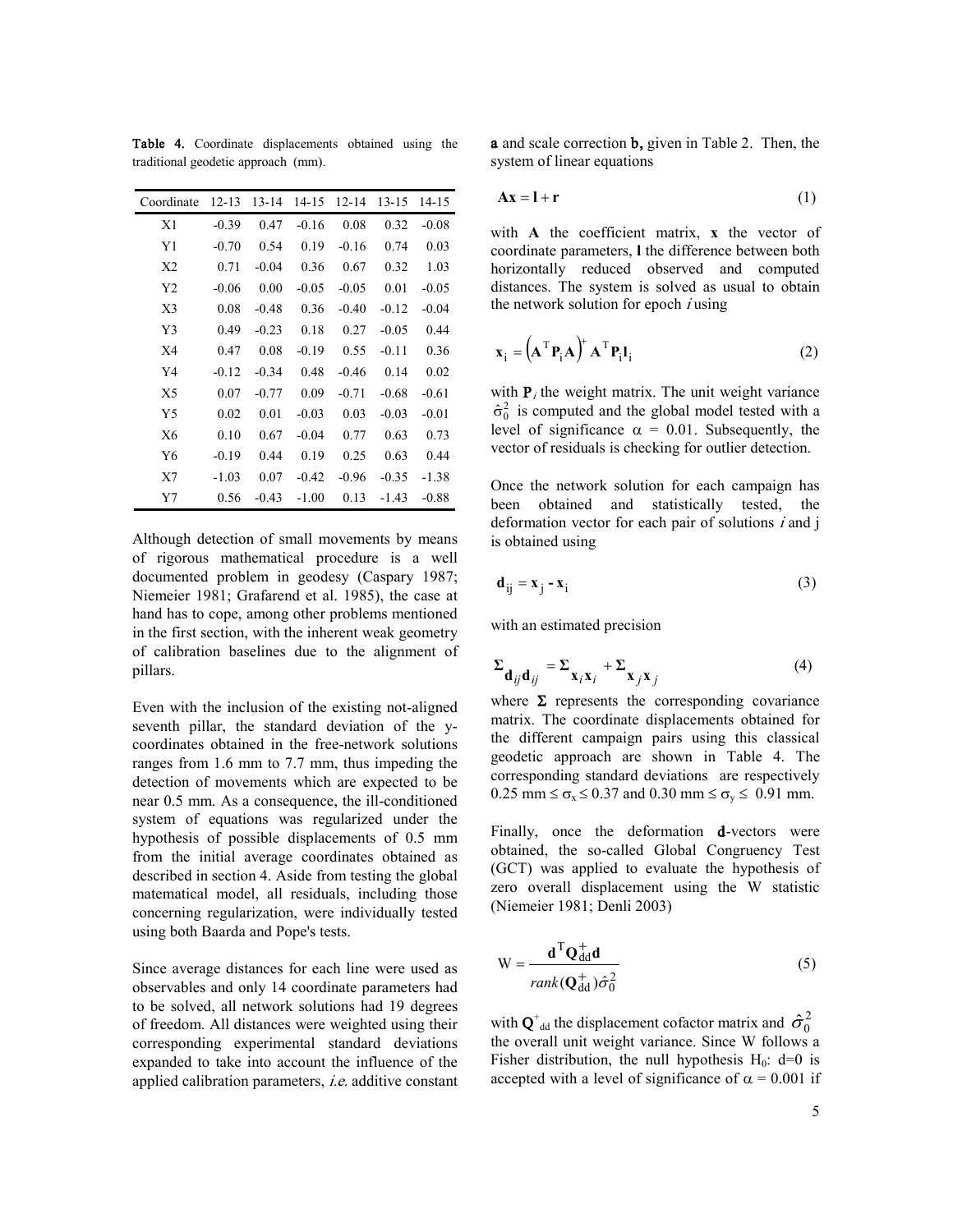**Table 4.** Coordinate displacements obtained using the traditional geodetic approach (mm).

| Coordinate | 12-13 | 13-14 | 14-15 | 12-14 | 13-15 | 14-15 |
|---|---|---|---|---|---|---|
| X1 | -0.39 | 0.47 | -0.16 | 0.08 | 0.32 | -0.08 |
| Y1 | -0.70 | 0.54 | 0.19 | -0.16 | 0.74 | 0.03 |
| X2 | 0.71 | -0.04 | 0.36 | 0.67 | 0.32 | 1.03 |
| Y2 | -0.06 | 0.00 | -0.05 | -0.05 | 0.01 | -0.05 |
| X3 | 0.08 | -0.48 | 0.36 | -0.40 | -0.12 | -0.04 |
| Y3 | 0.49 | -0.23 | 0.18 | 0.27 | -0.05 | 0.44 |
| X4 | 0.47 | 0.08 | -0.19 | 0.55 | -0.11 | 0.36 |
| Y4 | -0.12 | -0.34 | 0.48 | -0.46 | 0.14 | 0.02 |
| X5 | 0.07 | -0.77 | 0.09 | -0.71 | -0.68 | -0.61 |
| Y5 | 0.02 | 0.01 | -0.03 | 0.03 | -0.03 | -0.01 |
| X6 | 0.10 | 0.67 | -0.04 | 0.77 | 0.63 | 0.73 |
| Y6 | -0.19 | 0.44 | 0.19 | 0.25 | 0.63 | 0.44 |
| X7 | -1.03 | 0.07 | -0.42 | -0.96 | -0.35 | -1.38 |
| Y7 | 0.56 | -0.43 | -1.00 | 0.13 | -1.43 | -0.88 |

Although detection of small movements by means of rigorous mathematical procedure is a well documented problem in geodesy (Caspary 1987; Niemeier 1981; Grafarend et al. 1985), the case at hand has to cope, among other problems mentioned in the first section, with the inherent weak geometry of calibration baselines due to the alignment of pillars.

Even with the inclusion of the existing not-aligned seventh pillar, the standard deviation of the y-coordinates obtained in the free-network solutions ranges from 1.6 mm to 7.7 mm, thus impeding the detection of movements which are expected to be near 0.5 mm. As a consequence, the ill-conditioned system of equations was regularized under the hypothesis of possible displacements of 0.5 mm from the initial average coordinates obtained as described in section 4. Aside from testing the global matematical model, all residuals, including those concerning regularization, were individually tested using both Baarda and Pope's tests.

Since average distances for each line were used as observables and only 14 coordinate parameters had to be solved, all network solutions had 19 degrees of freedom. All distances were weighted using their corresponding experimental standard deviations expanded to take into account the influence of the applied calibration parameters, *i.e.* additive constant **a** and scale correction **b,** given in Table 2. Then, the system of linear equations

$$\mathbf{Ax} = \mathbf{l} + \mathbf{r} \tag{1}$$

with **A** the coefficient matrix, **x** the vector of coordinate parameters, **l** the difference between both horizontally reduced observed and computed distances. The system is solved as usual to obtain the network solution for epoch *i* using

$$\mathbf{x}_i = \left(\mathbf{A}^T \mathbf{P}_i \mathbf{A}\right)^+ \mathbf{A}^T \mathbf{P}_i \mathbf{l}_i \tag{2}$$

with $\mathbf{P}_i$ the weight matrix. The unit weight variance $\hat{\sigma}_0^2$ is computed and the global model tested with a level of significance $\alpha = 0.01$. Subsequently, the vector of residuals is checking for outlier detection.

Once the network solution for each campaign has been obtained and statistically tested, the deformation vector for each pair of solutions *i* and j is obtained using

$$\mathbf{d}_{ij} = \mathbf{x}_j - \mathbf{x}_i \tag{3}$$

with an estimated precision

$$\mathbf{\Sigma}_{\mathbf{d}_{ij}\mathbf{d}_{ij}} = \mathbf{\Sigma}_{\mathbf{x}_i\mathbf{x}_i} + \mathbf{\Sigma}_{\mathbf{x}_j\mathbf{x}_j} \tag{4}$$

where $\mathbf{\Sigma}$ represents the corresponding covariance matrix. The coordinate displacements obtained for the different campaign pairs using this classical geodetic approach are shown in Table 4. The corresponding standard deviations are respectively $0.25 \text{ mm} \leq \sigma_x \leq 0.37$ and $0.30 \text{ mm} \leq \sigma_y \leq 0.91$ mm.

Finally, once the deformation **d**-vectors were obtained, the so-called Global Congruency Test (GCT) was applied to evaluate the hypothesis of zero overall displacement using the W statistic (Niemeier 1981; Denli 2003)

$$\mathrm{W} = \frac{\mathbf{d}^T \mathbf{Q}_{dd}^+ \mathbf{d}}{rank(\mathbf{Q}_{dd}^+)\hat{\sigma}_0^2} \tag{5}$$

with $\mathbf{Q}^+_{dd}$ the displacement cofactor matrix and $\hat{\sigma}_0^2$ the overall unit weight variance. Since W follows a Fisher distribution, the null hypothesis $H_0$: d=0 is accepted with a level of significance of $\alpha = 0.001$ if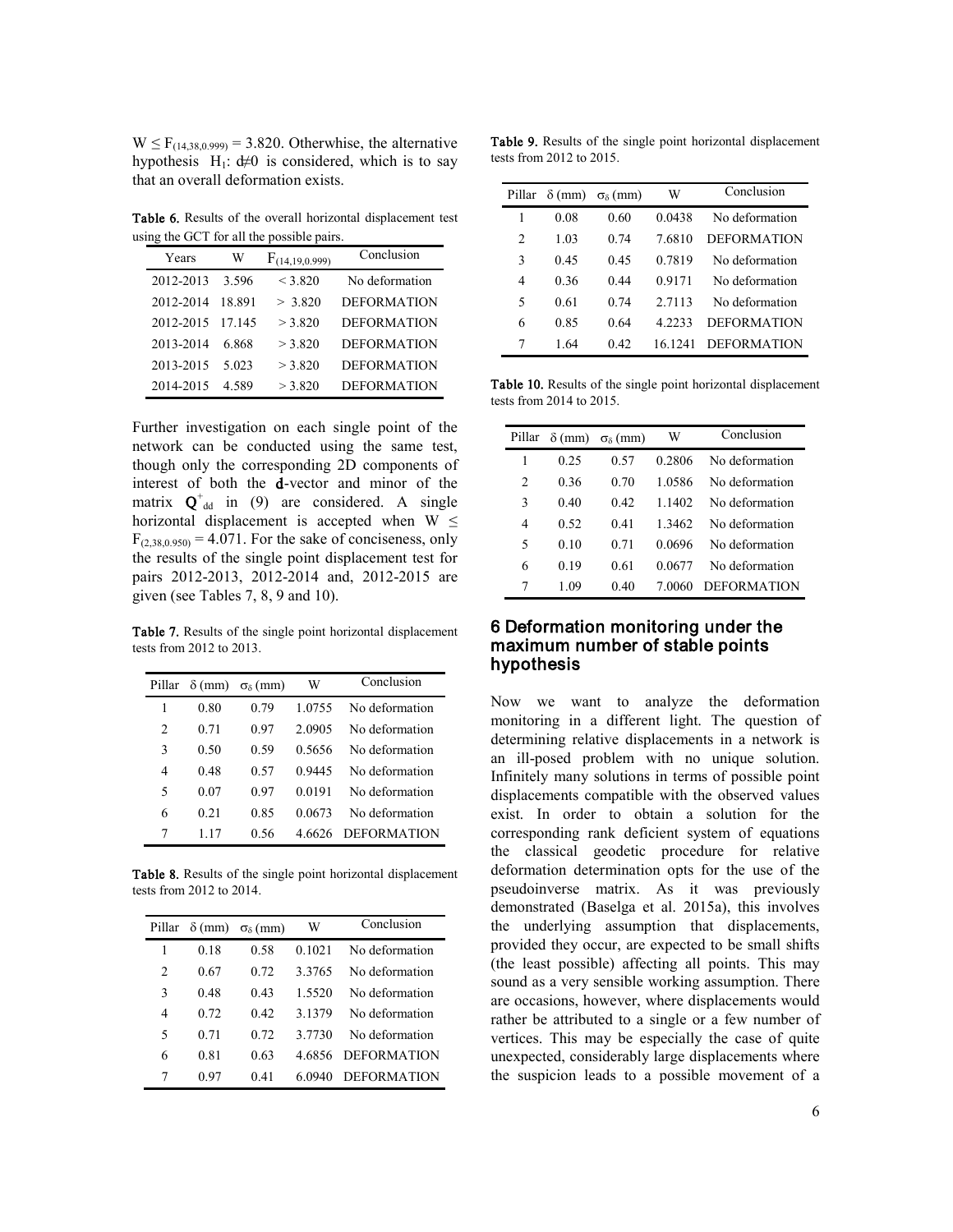$W \leq F_{(14,38,0.999)} = 3.820$. Otherwise, the alternative hypothesis $H_1$: $d \neq 0$ is considered, which is to say that an overall deformation exists.

**Table 6.** Results of the overall horizontal displacement test using the GCT for all the possible pairs.

| Years | W | $F_{(14,19,0.999)}$ | Conclusion |
|---|---|---|---|
| 2012-2013 | 3.596 | < 3.820 | No deformation |
| 2012-2014 | 18.891 | > 3.820 | DEFORMATION |
| 2012-2015 | 17.145 | > 3.820 | DEFORMATION |
| 2013-2014 | 6.868 | > 3.820 | DEFORMATION |
| 2013-2015 | 5.023 | > 3.820 | DEFORMATION |
| 2014-2015 | 4.589 | > 3.820 | DEFORMATION |

Further investigation on each single point of the network can be conducted using the same test, though only the corresponding 2D components of interest of both the **d**-vector and minor of the matrix $\mathbf{Q}^{+}_{dd}$ in (9) are considered. A single horizontal displacement is accepted when $W \leq F_{(2,38,0.950)} = 4.071$. For the sake of conciseness, only the results of the single point displacement test for pairs 2012-2013, 2012-2014 and, 2012-2015 are given (see Tables 7, 8, 9 and 10).

**Table 7.** Results of the single point horizontal displacement tests from 2012 to 2013.

| Pillar | δ (mm) | $\sigma_\delta$ (mm) | W | Conclusion |
|---|---|---|---|---|
| 1 | 0.80 | 0.79 | 1.0755 | No deformation |
| 2 | 0.71 | 0.97 | 2.0905 | No deformation |
| 3 | 0.50 | 0.59 | 0.5656 | No deformation |
| 4 | 0.48 | 0.57 | 0.9445 | No deformation |
| 5 | 0.07 | 0.97 | 0.0191 | No deformation |
| 6 | 0.21 | 0.85 | 0.0673 | No deformation |
| 7 | 1.17 | 0.56 | 4.6626 | DEFORMATION |

**Table 8.** Results of the single point horizontal displacement tests from 2012 to 2014.

| Pillar | δ (mm) | $\sigma_\delta$ (mm) | W | Conclusion |
|---|---|---|---|---|
| 1 | 0.18 | 0.58 | 0.1021 | No deformation |
| 2 | 0.67 | 0.72 | 3.3765 | No deformation |
| 3 | 0.48 | 0.43 | 1.5520 | No deformation |
| 4 | 0.72 | 0.42 | 3.1379 | No deformation |
| 5 | 0.71 | 0.72 | 3.7730 | No deformation |
| 6 | 0.81 | 0.63 | 4.6856 | DEFORMATION |
| 7 | 0.97 | 0.41 | 6.0940 | DEFORMATION |

**Table 9.** Results of the single point horizontal displacement tests from 2012 to 2015.

| Pillar | δ (mm) | $\sigma_\delta$ (mm) | W | Conclusion |
|---|---|---|---|---|
| 1 | 0.08 | 0.60 | 0.0438 | No deformation |
| 2 | 1.03 | 0.74 | 7.6810 | DEFORMATION |
| 3 | 0.45 | 0.45 | 0.7819 | No deformation |
| 4 | 0.36 | 0.44 | 0.9171 | No deformation |
| 5 | 0.61 | 0.74 | 2.7113 | No deformation |
| 6 | 0.85 | 0.64 | 4.2233 | DEFORMATION |
| 7 | 1.64 | 0.42 | 16.1241 | DEFORMATION |

**Table 10.** Results of the single point horizontal displacement tests from 2014 to 2015.

| Pillar | δ (mm) | $\sigma_\delta$ (mm) | W | Conclusion |
|---|---|---|---|---|
| 1 | 0.25 | 0.57 | 0.2806 | No deformation |
| 2 | 0.36 | 0.70 | 1.0586 | No deformation |
| 3 | 0.40 | 0.42 | 1.1402 | No deformation |
| 4 | 0.52 | 0.41 | 1.3462 | No deformation |
| 5 | 0.10 | 0.71 | 0.0696 | No deformation |
| 6 | 0.19 | 0.61 | 0.0677 | No deformation |
| 7 | 1.09 | 0.40 | 7.0060 | DEFORMATION |

## 6 Deformation monitoring under the maximum number of stable points hypothesis

Now we want to analyze the deformation monitoring in a different light. The question of determining relative displacements in a network is an ill-posed problem with no unique solution. Infinitely many solutions in terms of possible point displacements compatible with the observed values exist. In order to obtain a solution for the corresponding rank deficient system of equations the classical geodetic procedure for relative deformation determination opts for the use of the pseudoinverse matrix. As it was previously demonstrated (Baselga et al. 2015a), this involves the underlying assumption that displacements, provided they occur, are expected to be small shifts (the least possible) affecting all points. This may sound as a very sensible working assumption. There are occasions, however, where displacements would rather be attributed to a single or a few number of vertices. This may be especially the case of quite unexpected, considerably large displacements where the suspicion leads to a possible movement of a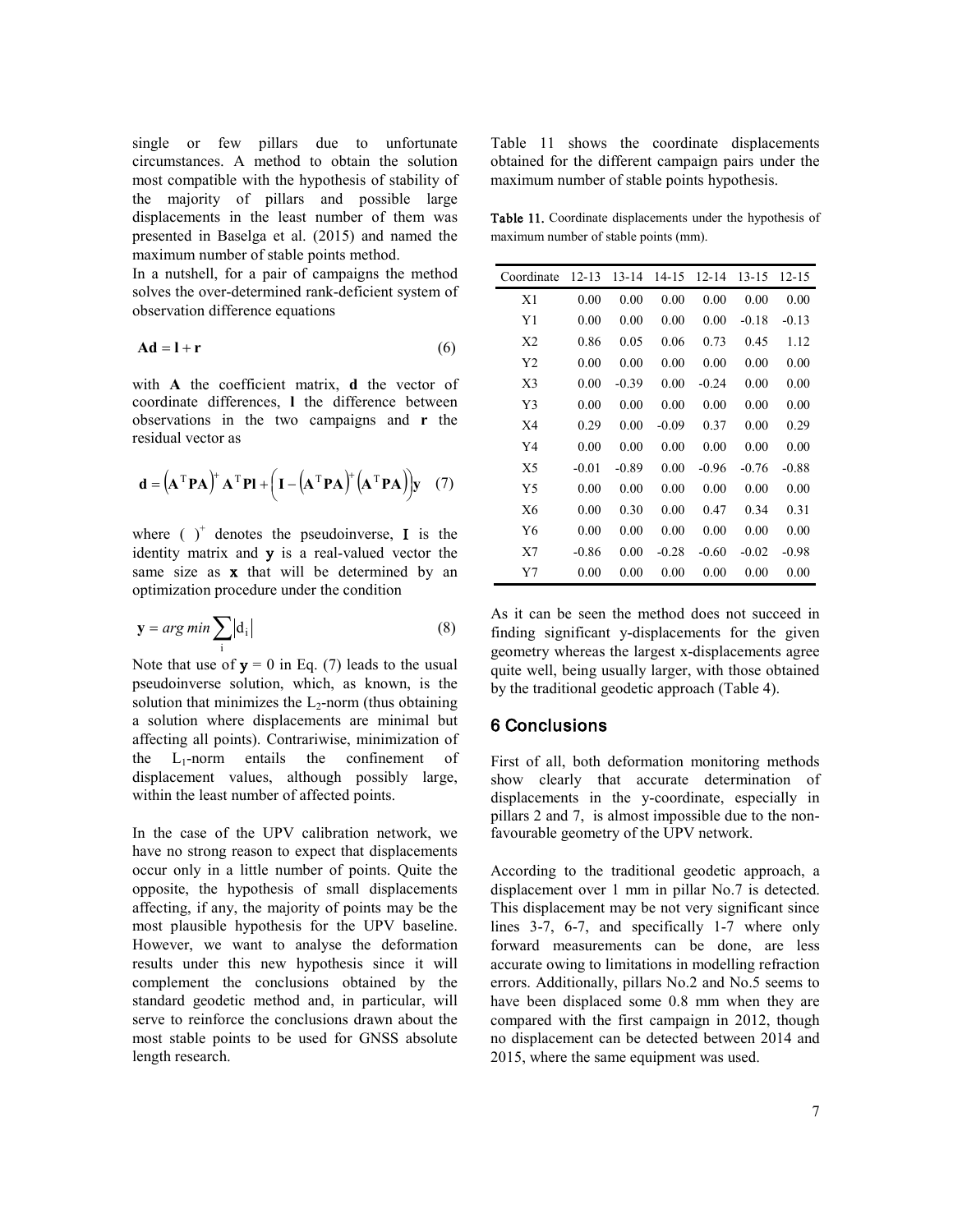single or few pillars due to unfortunate circumstances. A method to obtain the solution most compatible with the hypothesis of stability of the majority of pillars and possible large displacements in the least number of them was presented in Baselga et al. (2015) and named the maximum number of stable points method.

In a nutshell, for a pair of campaigns the method solves the over-determined rank-deficient system of observation difference equations

$$\mathbf{Ad} = \mathbf{l} + \mathbf{r} \tag{6}$$

with **A** the coefficient matrix, **d** the vector of coordinate differences, **l** the difference between observations in the two campaigns and **r** the residual vector as

$$\mathbf{d} = \left(\mathbf{A}^{\mathrm{T}}\mathbf{PA}\right)^{+}\mathbf{A}^{\mathrm{T}}\mathbf{Pl} + \left(\mathbf{I} - \left(\mathbf{A}^{\mathrm{T}}\mathbf{PA}\right)^{+}\left(\mathbf{A}^{\mathrm{T}}\mathbf{PA}\right)\right)\mathbf{y} \tag{7}$$

where $(\ )^{+}$ denotes the pseudoinverse, $\mathbf{I}$ is the identity matrix and $\mathbf{y}$ is a real-valued vector the same size as $\mathbf{x}$ that will be determined by an optimization procedure under the condition

$$\mathbf{y} = \arg\min \sum_{i} \left|d_i\right| \tag{8}$$

Note that use of $\mathbf{y} = 0$ in Eq. (7) leads to the usual pseudoinverse solution, which, as known, is the solution that minimizes the $L_2$-norm (thus obtaining a solution where displacements are minimal but affecting all points). Contrariwise, minimization of the $L_1$-norm entails the confinement of displacement values, although possibly large, within the least number of affected points.

In the case of the UPV calibration network, we have no strong reason to expect that displacements occur only in a little number of points. Quite the opposite, the hypothesis of small displacements affecting, if any, the majority of points may be the most plausible hypothesis for the UPV baseline. However, we want to analyse the deformation results under this new hypothesis since it will complement the conclusions obtained by the standard geodetic method and, in particular, will serve to reinforce the conclusions drawn about the most stable points to be used for GNSS absolute length research.

Table 11 shows the coordinate displacements obtained for the different campaign pairs under the maximum number of stable points hypothesis.

**Table 11.** Coordinate displacements under the hypothesis of maximum number of stable points (mm).

| Coordinate | 12-13 | 13-14 | 14-15 | 12-14 | 13-15 | 12-15 |
|---|---|---|---|---|---|---|
| X1 | 0.00 | 0.00 | 0.00 | 0.00 | 0.00 | 0.00 |
| Y1 | 0.00 | 0.00 | 0.00 | 0.00 | -0.18 | -0.13 |
| X2 | 0.86 | 0.05 | 0.06 | 0.73 | 0.45 | 1.12 |
| Y2 | 0.00 | 0.00 | 0.00 | 0.00 | 0.00 | 0.00 |
| X3 | 0.00 | -0.39 | 0.00 | -0.24 | 0.00 | 0.00 |
| Y3 | 0.00 | 0.00 | 0.00 | 0.00 | 0.00 | 0.00 |
| X4 | 0.29 | 0.00 | -0.09 | 0.37 | 0.00 | 0.29 |
| Y4 | 0.00 | 0.00 | 0.00 | 0.00 | 0.00 | 0.00 |
| X5 | -0.01 | -0.89 | 0.00 | -0.96 | -0.76 | -0.88 |
| Y5 | 0.00 | 0.00 | 0.00 | 0.00 | 0.00 | 0.00 |
| X6 | 0.00 | 0.30 | 0.00 | 0.47 | 0.34 | 0.31 |
| Y6 | 0.00 | 0.00 | 0.00 | 0.00 | 0.00 | 0.00 |
| X7 | -0.86 | 0.00 | -0.28 | -0.60 | -0.02 | -0.98 |
| Y7 | 0.00 | 0.00 | 0.00 | 0.00 | 0.00 | 0.00 |

As it can be seen the method does not succeed in finding significant y-displacements for the given geometry whereas the largest x-displacements agree quite well, being usually larger, with those obtained by the traditional geodetic approach (Table 4).

## 6 Conclusions

First of all, both deformation monitoring methods show clearly that accurate determination of displacements in the y-coordinate, especially in pillars 2 and 7, is almost impossible due to the non-favourable geometry of the UPV network.

According to the traditional geodetic approach, a displacement over 1 mm in pillar No.7 is detected. This displacement may be not very significant since lines 3-7, 6-7, and specifically 1-7 where only forward measurements can be done, are less accurate owing to limitations in modelling refraction errors. Additionally, pillars No.2 and No.5 seems to have been displaced some 0.8 mm when they are compared with the first campaign in 2012, though no displacement can be detected between 2014 and 2015, where the same equipment was used.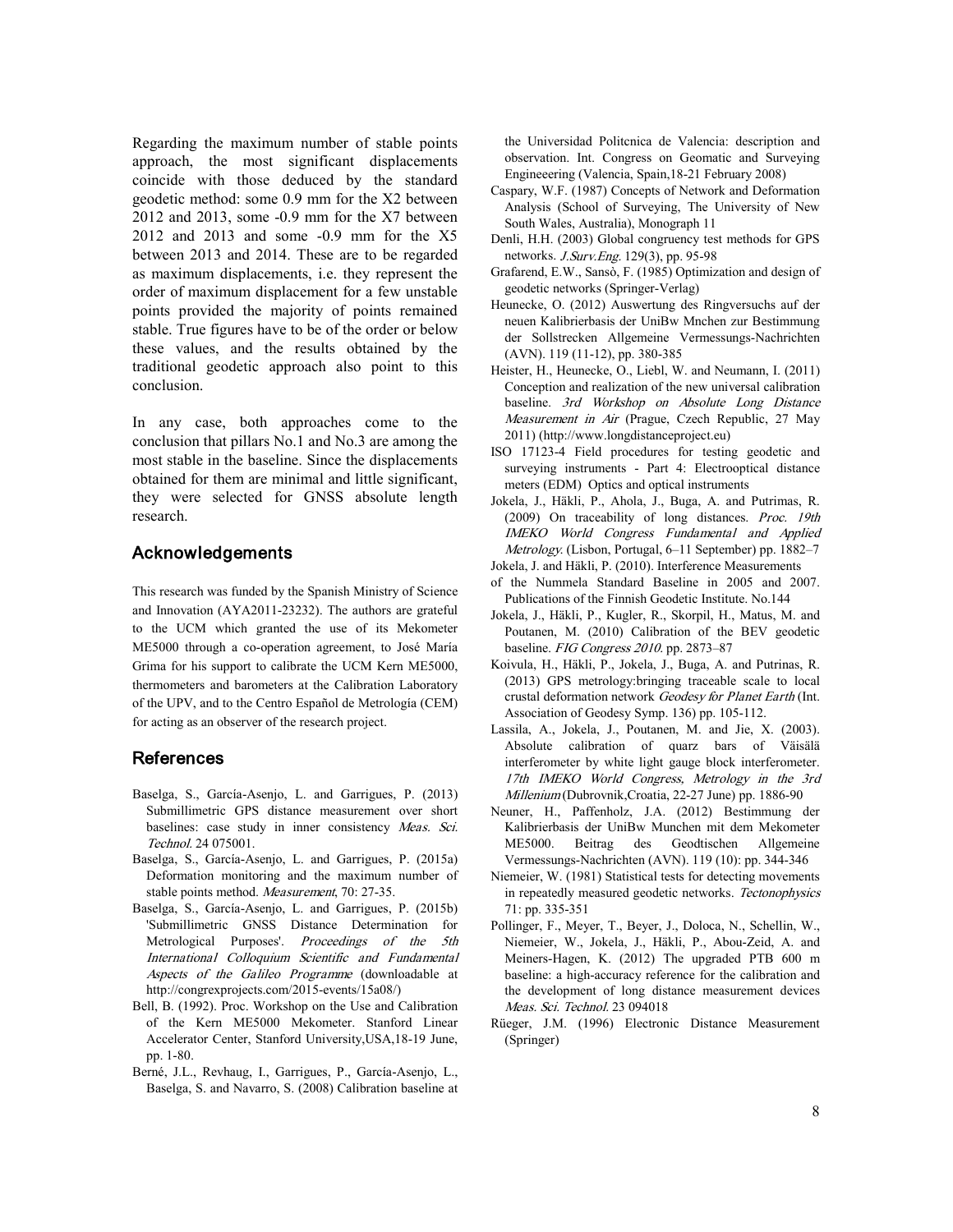Regarding the maximum number of stable points approach, the most significant displacements coincide with those deduced by the standard geodetic method: some 0.9 mm for the X2 between 2012 and 2013, some -0.9 mm for the X7 between 2012 and 2013 and some -0.9 mm for the X5 between 2013 and 2014. These are to be regarded as maximum displacements, i.e. they represent the order of maximum displacement for a few unstable points provided the majority of points remained stable. True figures have to be of the order or below these values, and the results obtained by the traditional geodetic approach also point to this conclusion.

In any case, both approaches come to the conclusion that pillars No.1 and No.3 are among the most stable in the baseline. Since the displacements obtained for them are minimal and little significant, they were selected for GNSS absolute length research.

## Acknowledgements

This research was funded by the Spanish Ministry of Science and Innovation (AYA2011-23232). The authors are grateful to the UCM which granted the use of its Mekometer ME5000 through a co-operation agreement, to José María Grima for his support to calibrate the UCM Kern ME5000, thermometers and barometers at the Calibration Laboratory of the UPV, and to the Centro Español de Metrología (CEM) for acting as an observer of the research project.

## References

Baselga, S., García-Asenjo, L. and Garrigues, P. (2013) Submillimetric GPS distance measurement over short baselines: case study in inner consistency *Meas. Sci. Technol.* 24 075001.

Baselga, S., García-Asenjo, L. and Garrigues, P. (2015a) Deformation monitoring and the maximum number of stable points method. *Measurement*, 70: 27-35.

Baselga, S., García-Asenjo, L. and Garrigues, P. (2015b) 'Submillimetric GNSS Distance Determination for Metrological Purposes'. *Proceedings of the 5th International Colloquium Scientific and Fundamental Aspects of the Galileo Programme* (downloadable at http://congrexprojects.com/2015-events/15a08/)

Bell, B. (1992). Proc. Workshop on the Use and Calibration of the Kern ME5000 Mekometer. Stanford Linear Accelerator Center, Stanford University,USA,18-19 June, pp. 1-80.

Berné, J.L., Revhaug, I., Garrigues, P., García-Asenjo, L., Baselga, S. and Navarro, S. (2008) Calibration baseline at the Universidad Politcnica de Valencia: description and observation. Int. Congress on Geomatic and Surveying Engineeering (Valencia, Spain,18-21 February 2008)

Caspary, W.F. (1987) Concepts of Network and Deformation Analysis (School of Surveying, The University of New South Wales, Australia), Monograph 11

Denli, H.H. (2003) Global congruency test methods for GPS networks. *J.Surv.Eng.* 129(3), pp. 95-98

Grafarend, E.W., Sansò, F. (1985) Optimization and design of geodetic networks (Springer-Verlag)

Heunecke, O. (2012) Auswertung des Ringversuchs auf der neuen Kalibrierbasis der UniBw Mnchen zur Bestimmung der Sollstrecken Allgemeine Vermessungs-Nachrichten (AVN). 119 (11-12), pp. 380-385

Heister, H., Heunecke, O., Liebl, W. and Neumann, I. (2011) Conception and realization of the new universal calibration baseline. *3rd Workshop on Absolute Long Distance Measurement in Air* (Prague, Czech Republic, 27 May 2011) (http://www.longdistanceproject.eu)

ISO 17123-4 Field procedures for testing geodetic and surveying instruments - Part 4: Electrooptical distance meters (EDM) Optics and optical instruments

Jokela, J., Häkli, P., Ahola, J., Buga, A. and Putrimas, R. (2009) On traceability of long distances. *Proc. 19th IMEKO World Congress Fundamental and Applied Metrology.* (Lisbon, Portugal, 6–11 September) pp. 1882–7

Jokela, J. and Häkli, P. (2010). Interference Measurements of the Nummela Standard Baseline in 2005 and 2007. Publications of the Finnish Geodetic Institute. No.144

Jokela, J., Häkli, P., Kugler, R., Skorpil, H., Matus, M. and Poutanen, M. (2010) Calibration of the BEV geodetic baseline. *FIG Congress 2010.* pp. 2873–87

Koivula, H., Häkli, P., Jokela, J., Buga, A. and Putrinas, R. (2013) GPS metrology:bringing traceable scale to local crustal deformation network *Geodesy for Planet Earth* (Int. Association of Geodesy Symp. 136) pp. 105-112.

Lassila, A., Jokela, J., Poutanen, M. and Jie, X. (2003). Absolute calibration of quarz bars of Väisälä interferometer by white light gauge block interferometer. *17th IMEKO World Congress, Metrology in the 3rd Millenium* (Dubrovnik,Croatia, 22-27 June) pp. 1886-90

Neuner, H., Paffenholz, J.A. (2012) Bestimmung der Kalibrierbasis der UniBw Munchen mit dem Mekometer ME5000. Beitrag des Geodtischen Allgemeine Vermessungs-Nachrichten (AVN). 119 (10): pp. 344-346

Niemeier, W. (1981) Statistical tests for detecting movements in repeatedly measured geodetic networks. *Tectonophysics* 71: pp. 335-351

Pollinger, F., Meyer, T., Beyer, J., Doloca, N., Schellin, W., Niemeier, W., Jokela, J., Häkli, P., Abou-Zeid, A. and Meiners-Hagen, K. (2012) The upgraded PTB 600 m baseline: a high-accuracy reference for the calibration and the development of long distance measurement devices *Meas. Sci. Technol.* 23 094018

Rüeger, J.M. (1996) Electronic Distance Measurement (Springer)